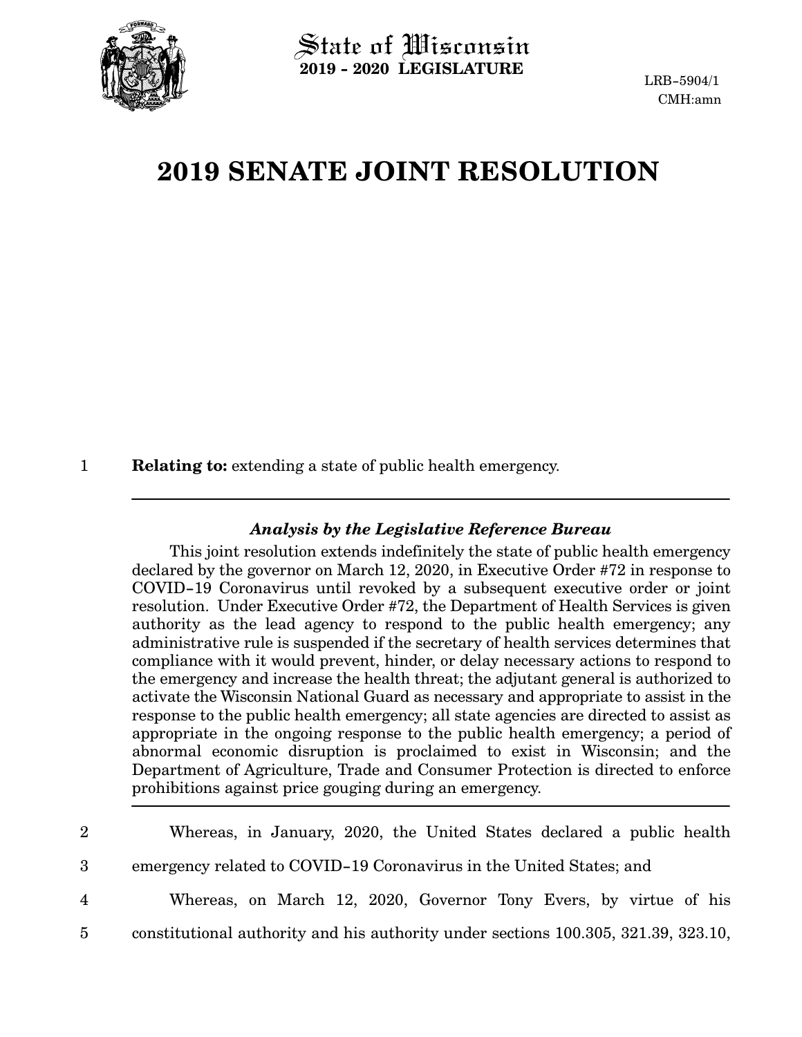State of Wisconsin
**2019 - 2020 LEGISLATURE**

LRB-5904/1
CMH:amn

# 2019 SENATE JOINT RESOLUTION

**Relating to:** extending a state of public health emergency.

---

***Analysis by the Legislative Reference Bureau***

This joint resolution extends indefinitely the state of public health emergency declared by the governor on March 12, 2020, in Executive Order #72 in response to COVID-19 Coronavirus until revoked by a subsequent executive order or joint resolution. Under Executive Order #72, the Department of Health Services is given authority as the lead agency to respond to the public health emergency; any administrative rule is suspended if the secretary of health services determines that compliance with it would prevent, hinder, or delay necessary actions to respond to the emergency and increase the health threat; the adjutant general is authorized to activate the Wisconsin National Guard as necessary and appropriate to assist in the response to the public health emergency; all state agencies are directed to assist as appropriate in the ongoing response to the public health emergency; a period of abnormal economic disruption is proclaimed to exist in Wisconsin; and the Department of Agriculture, Trade and Consumer Protection is directed to enforce prohibitions against price gouging during an emergency.

---

Whereas, in January, 2020, the United States declared a public health emergency related to COVID-19 Coronavirus in the United States; and

Whereas, on March 12, 2020, Governor Tony Evers, by virtue of his constitutional authority and his authority under sections 100.305, 321.39, 323.10,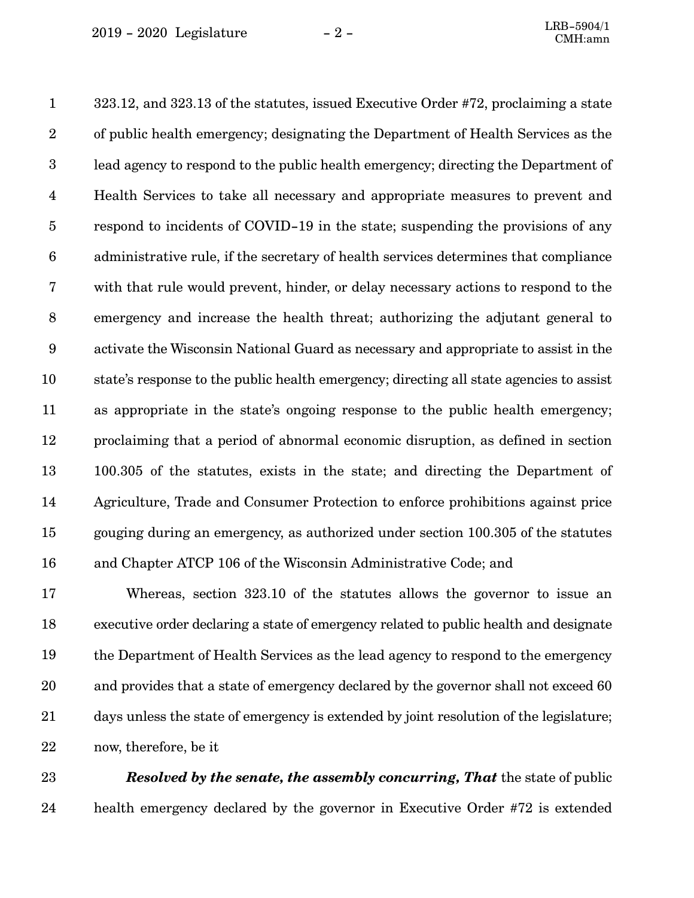323.12, and 323.13 of the statutes, issued Executive Order #72, proclaiming a state of public health emergency; designating the Department of Health Services as the lead agency to respond to the public health emergency; directing the Department of Health Services to take all necessary and appropriate measures to prevent and respond to incidents of COVID–19 in the state; suspending the provisions of any administrative rule, if the secretary of health services determines that compliance with that rule would prevent, hinder, or delay necessary actions to respond to the emergency and increase the health threat; authorizing the adjutant general to activate the Wisconsin National Guard as necessary and appropriate to assist in the state's response to the public health emergency; directing all state agencies to assist as appropriate in the state's ongoing response to the public health emergency; proclaiming that a period of abnormal economic disruption, as defined in section 100.305 of the statutes, exists in the state; and directing the Department of Agriculture, Trade and Consumer Protection to enforce prohibitions against price gouging during an emergency, as authorized under section 100.305 of the statutes and Chapter ATCP 106 of the Wisconsin Administrative Code; and

Whereas, section 323.10 of the statutes allows the governor to issue an executive order declaring a state of emergency related to public health and designate the Department of Health Services as the lead agency to respond to the emergency and provides that a state of emergency declared by the governor shall not exceed 60 days unless the state of emergency is extended by joint resolution of the legislature; now, therefore, be it

***Resolved by the senate, the assembly concurring, That*** the state of public health emergency declared by the governor in Executive Order #72 is extended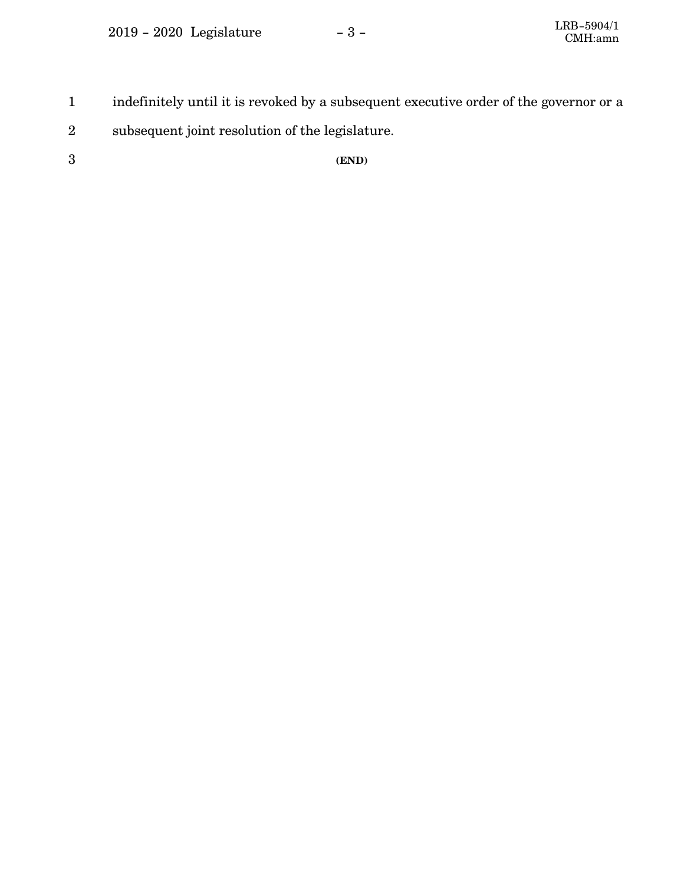indefinitely until it is revoked by a subsequent executive order of the governor or a subsequent joint resolution of the legislature.

**(END)**